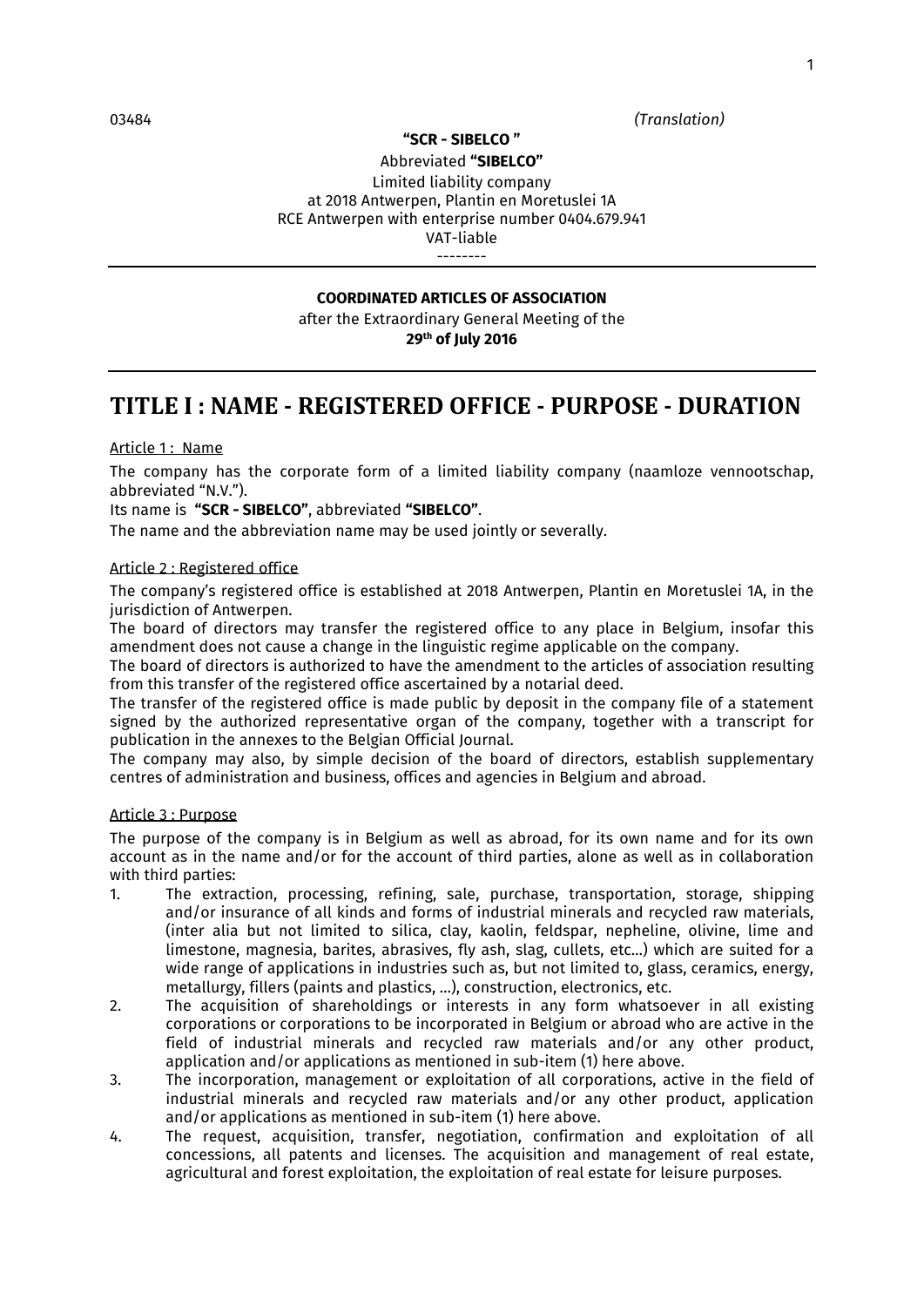03484 *(Translation)*

**"SCR - SIBELCO "**

Abbreviated **"SIBELCO"**

Limited liability company
at 2018 Antwerpen, Plantin en Moretuslei 1A
RCE Antwerpen with enterprise number 0404.679.941
VAT-liable

--------

---

**COORDINATED ARTICLES OF ASSOCIATION**

after the Extraordinary General Meeting of the
**29th of July 2016**

---

# TITLE I : NAME - REGISTERED OFFICE - PURPOSE - DURATION

Article 1 : Name

The company has the corporate form of a limited liability company (naamloze vennootschap, abbreviated "N.V.").
Its name is **"SCR - SIBELCO"**, abbreviated **"SIBELCO"**.
The name and the abbreviation name may be used jointly or severally.

Article 2 : Registered office

The company's registered office is established at 2018 Antwerpen, Plantin en Moretuslei 1A, in the jurisdiction of Antwerpen.
The board of directors may transfer the registered office to any place in Belgium, insofar this amendment does not cause a change in the linguistic regime applicable on the company.
The board of directors is authorized to have the amendment to the articles of association resulting from this transfer of the registered office ascertained by a notarial deed.
The transfer of the registered office is made public by deposit in the company file of a statement signed by the authorized representative organ of the company, together with a transcript for publication in the annexes to the Belgian Official Journal.
The company may also, by simple decision of the board of directors, establish supplementary centres of administration and business, offices and agencies in Belgium and abroad.

Article 3 : Purpose

The purpose of the company is in Belgium as well as abroad, for its own name and for its own account as in the name and/or for the account of third parties, alone as well as in collaboration with third parties:

1. The extraction, processing, refining, sale, purchase, transportation, storage, shipping and/or insurance of all kinds and forms of industrial minerals and recycled raw materials, (inter alia but not limited to silica, clay, kaolin, feldspar, nepheline, olivine, lime and limestone, magnesia, barites, abrasives, fly ash, slag, cullets, etc…) which are suited for a wide range of applications in industries such as, but not limited to, glass, ceramics, energy, metallurgy, fillers (paints and plastics, …), construction, electronics, etc.
2. The acquisition of shareholdings or interests in any form whatsoever in all existing corporations or corporations to be incorporated in Belgium or abroad who are active in the field of industrial minerals and recycled raw materials and/or any other product, application and/or applications as mentioned in sub-item (1) here above.
3. The incorporation, management or exploitation of all corporations, active in the field of industrial minerals and recycled raw materials and/or any other product, application and/or applications as mentioned in sub-item (1) here above.
4. The request, acquisition, transfer, negotiation, confirmation and exploitation of all concessions, all patents and licenses. The acquisition and management of real estate, agricultural and forest exploitation, the exploitation of real estate for leisure purposes.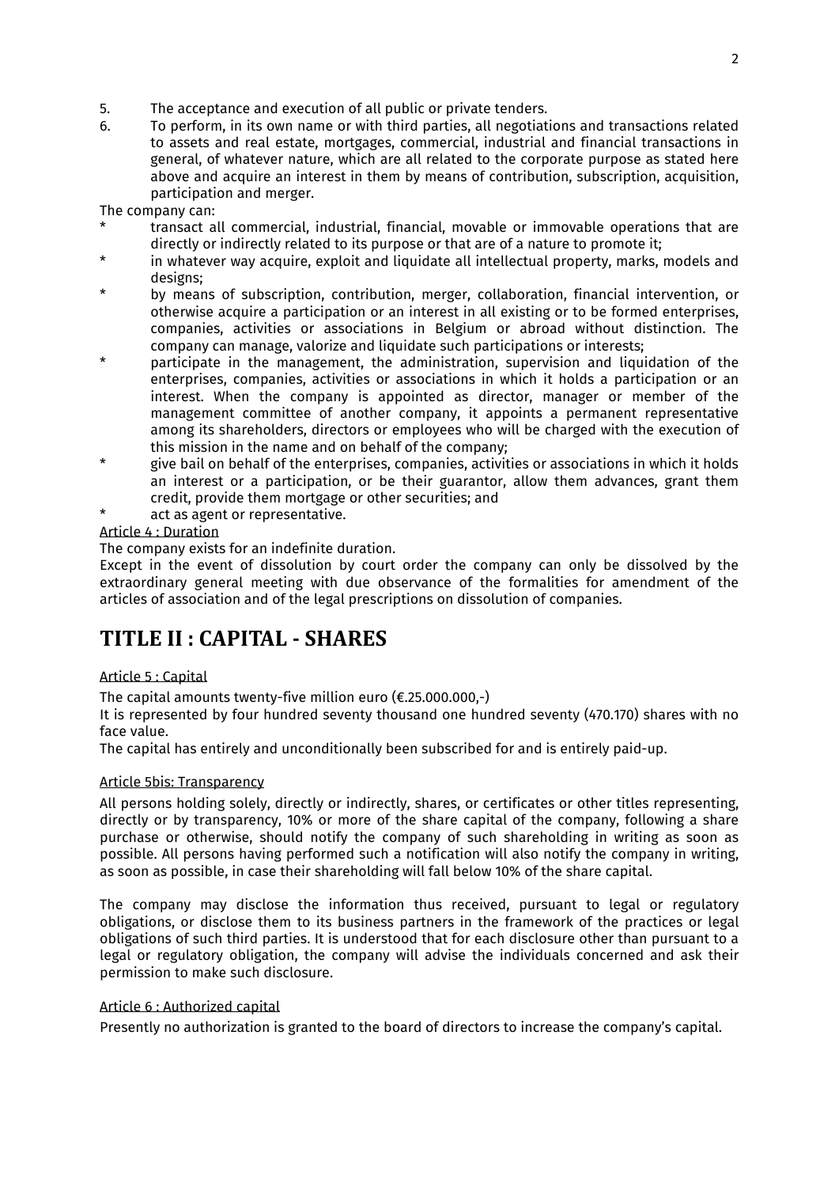5. The acceptance and execution of all public or private tenders.
6. To perform, in its own name or with third parties, all negotiations and transactions related to assets and real estate, mortgages, commercial, industrial and financial transactions in general, of whatever nature, which are all related to the corporate purpose as stated here above and acquire an interest in them by means of contribution, subscription, acquisition, participation and merger.

The company can:

* transact all commercial, industrial, financial, movable or immovable operations that are directly or indirectly related to its purpose or that are of a nature to promote it;
* in whatever way acquire, exploit and liquidate all intellectual property, marks, models and designs;
* by means of subscription, contribution, merger, collaboration, financial intervention, or otherwise acquire a participation or an interest in all existing or to be formed enterprises, companies, activities or associations in Belgium or abroad without distinction. The company can manage, valorize and liquidate such participations or interests;
* participate in the management, the administration, supervision and liquidation of the enterprises, companies, activities or associations in which it holds a participation or an interest. When the company is appointed as director, manager or member of the management committee of another company, it appoints a permanent representative among its shareholders, directors or employees who will be charged with the execution of this mission in the name and on behalf of the company;
* give bail on behalf of the enterprises, companies, activities or associations in which it holds an interest or a participation, or be their guarantor, allow them advances, grant them credit, provide them mortgage or other securities; and
* act as agent or representative.

Article 4 : Duration

The company exists for an indefinite duration.

Except in the event of dissolution by court order the company can only be dissolved by the extraordinary general meeting with due observance of the formalities for amendment of the articles of association and of the legal prescriptions on dissolution of companies.

# TITLE II : CAPITAL - SHARES

Article 5 : Capital

The capital amounts twenty-five million euro (€.25.000.000,-)

It is represented by four hundred seventy thousand one hundred seventy (470.170) shares with no face value.

The capital has entirely and unconditionally been subscribed for and is entirely paid-up.

Article 5bis: Transparency

All persons holding solely, directly or indirectly, shares, or certificates or other titles representing, directly or by transparency, 10% or more of the share capital of the company, following a share purchase or otherwise, should notify the company of such shareholding in writing as soon as possible. All persons having performed such a notification will also notify the company in writing, as soon as possible, in case their shareholding will fall below 10% of the share capital.

The company may disclose the information thus received, pursuant to legal or regulatory obligations, or disclose them to its business partners in the framework of the practices or legal obligations of such third parties. It is understood that for each disclosure other than pursuant to a legal or regulatory obligation, the company will advise the individuals concerned and ask their permission to make such disclosure.

Article 6 : Authorized capital

Presently no authorization is granted to the board of directors to increase the company's capital.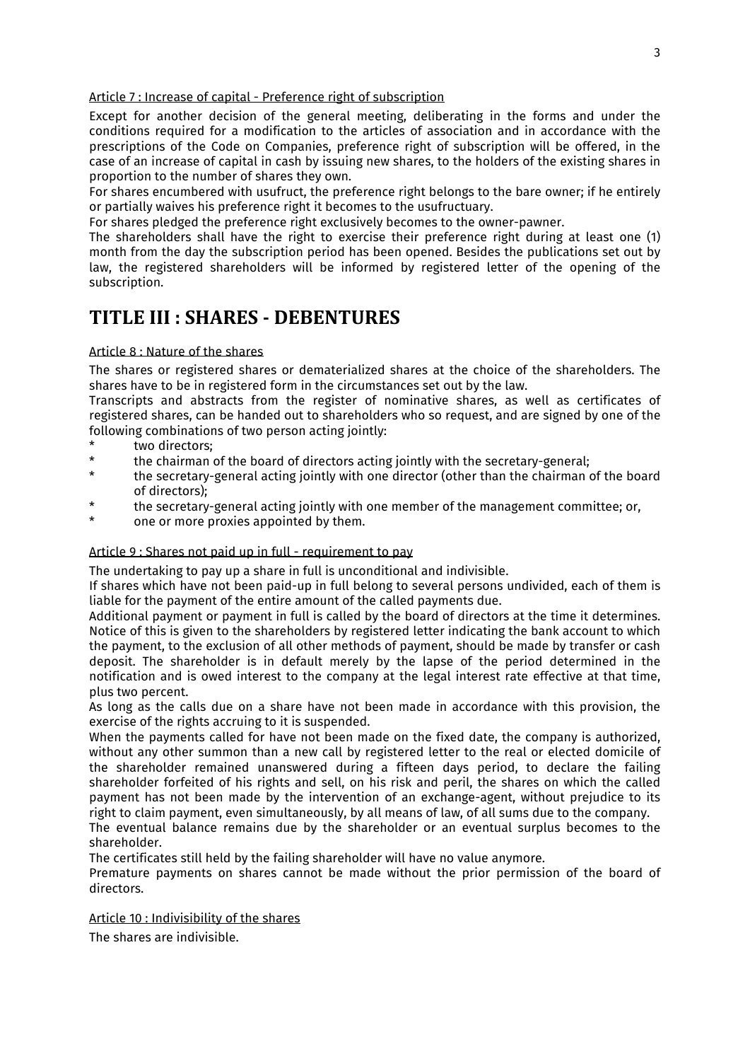Article 7 : Increase of capital - Preference right of subscription

Except for another decision of the general meeting, deliberating in the forms and under the conditions required for a modification to the articles of association and in accordance with the prescriptions of the Code on Companies, preference right of subscription will be offered, in the case of an increase of capital in cash by issuing new shares, to the holders of the existing shares in proportion to the number of shares they own.

For shares encumbered with usufruct, the preference right belongs to the bare owner; if he entirely or partially waives his preference right it becomes to the usufructuary.

For shares pledged the preference right exclusively becomes to the owner-pawner.

The shareholders shall have the right to exercise their preference right during at least one (1) month from the day the subscription period has been opened. Besides the publications set out by law, the registered shareholders will be informed by registered letter of the opening of the subscription.

# TITLE III : SHARES - DEBENTURES

Article 8 : Nature of the shares

The shares or registered shares or dematerialized shares at the choice of the shareholders. The shares have to be in registered form in the circumstances set out by the law.

Transcripts and abstracts from the register of nominative shares, as well as certificates of registered shares, can be handed out to shareholders who so request, and are signed by one of the following combinations of two person acting jointly:

* two directors;
* the chairman of the board of directors acting jointly with the secretary-general;
* the secretary-general acting jointly with one director (other than the chairman of the board of directors);
* the secretary-general acting jointly with one member of the management committee; or,
* one or more proxies appointed by them.

Article 9 : Shares not paid up in full - requirement to pay

The undertaking to pay up a share in full is unconditional and indivisible.

If shares which have not been paid-up in full belong to several persons undivided, each of them is liable for the payment of the entire amount of the called payments due.

Additional payment or payment in full is called by the board of directors at the time it determines. Notice of this is given to the shareholders by registered letter indicating the bank account to which the payment, to the exclusion of all other methods of payment, should be made by transfer or cash deposit. The shareholder is in default merely by the lapse of the period determined in the notification and is owed interest to the company at the legal interest rate effective at that time, plus two percent.

As long as the calls due on a share have not been made in accordance with this provision, the exercise of the rights accruing to it is suspended.

When the payments called for have not been made on the fixed date, the company is authorized, without any other summon than a new call by registered letter to the real or elected domicile of the shareholder remained unanswered during a fifteen days period, to declare the failing shareholder forfeited of his rights and sell, on his risk and peril, the shares on which the called payment has not been made by the intervention of an exchange-agent, without prejudice to its right to claim payment, even simultaneously, by all means of law, of all sums due to the company.

The eventual balance remains due by the shareholder or an eventual surplus becomes to the shareholder.

The certificates still held by the failing shareholder will have no value anymore.

Premature payments on shares cannot be made without the prior permission of the board of directors.

Article 10 : Indivisibility of the shares

The shares are indivisible.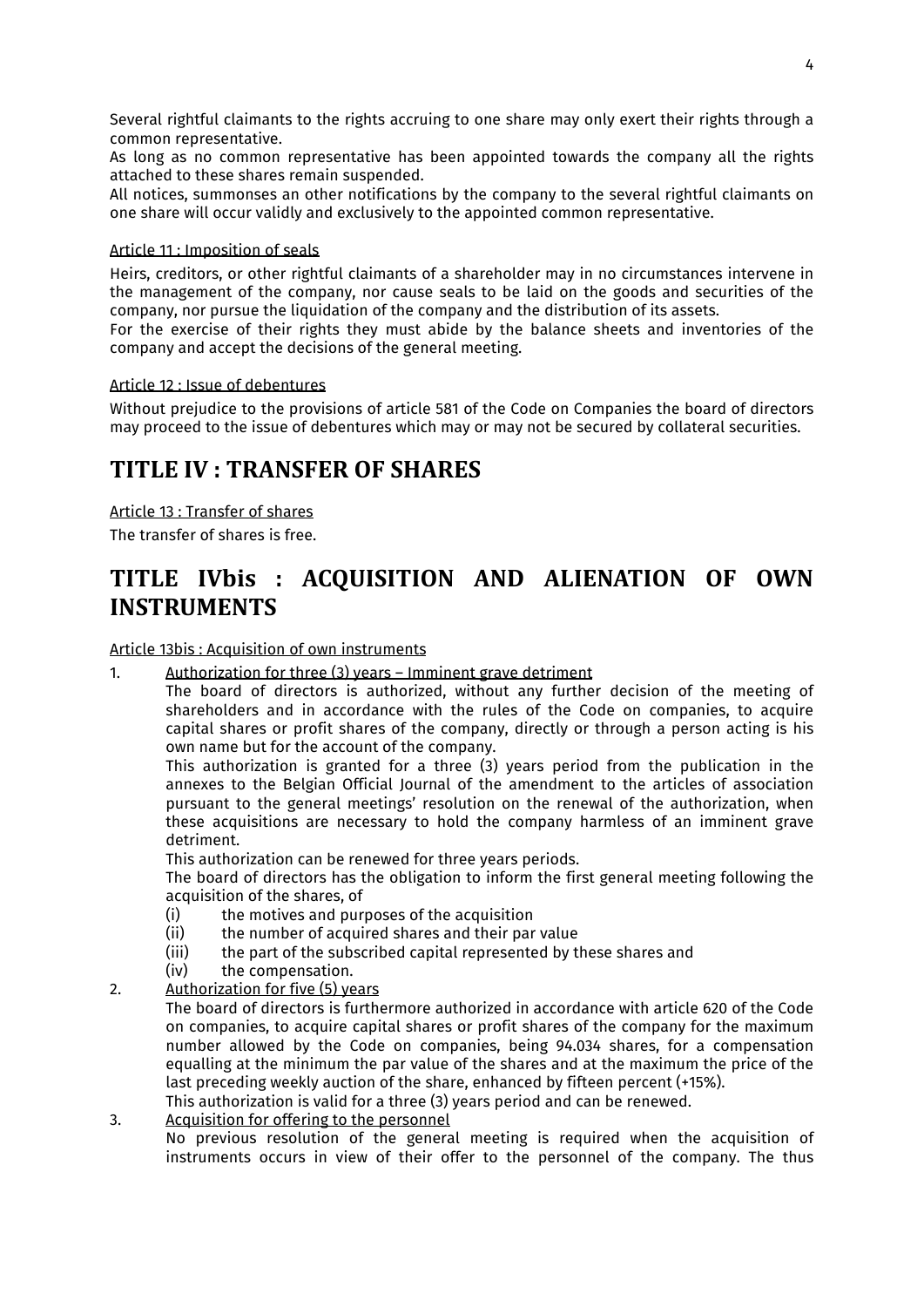Several rightful claimants to the rights accruing to one share may only exert their rights through a common representative.
As long as no common representative has been appointed towards the company all the rights attached to these shares remain suspended.
All notices, summonses an other notifications by the company to the several rightful claimants on one share will occur validly and exclusively to the appointed common representative.

Article 11 : Imposition of seals

Heirs, creditors, or other rightful claimants of a shareholder may in no circumstances intervene in the management of the company, nor cause seals to be laid on the goods and securities of the company, nor pursue the liquidation of the company and the distribution of its assets.
For the exercise of their rights they must abide by the balance sheets and inventories of the company and accept the decisions of the general meeting.

Article 12 : Issue of debentures

Without prejudice to the provisions of article 581 of the Code on Companies the board of directors may proceed to the issue of debentures which may or may not be secured by collateral securities.

# TITLE IV : TRANSFER OF SHARES

Article 13 : Transfer of shares

The transfer of shares is free.

# TITLE IVbis : ACQUISITION AND ALIENATION OF OWN INSTRUMENTS

Article 13bis : Acquisition of own instruments

1. Authorization for three (3) years – Imminent grave detriment
   The board of directors is authorized, without any further decision of the meeting of shareholders and in accordance with the rules of the Code on companies, to acquire capital shares or profit shares of the company, directly or through a person acting is his own name but for the account of the company.
   This authorization is granted for a three (3) years period from the publication in the annexes to the Belgian Official Journal of the amendment to the articles of association pursuant to the general meetings' resolution on the renewal of the authorization, when these acquisitions are necessary to hold the company harmless of an imminent grave detriment.
   This authorization can be renewed for three years periods.
   The board of directors has the obligation to inform the first general meeting following the acquisition of the shares, of
   (i) the motives and purposes of the acquisition
   (ii) the number of acquired shares and their par value
   (iii) the part of the subscribed capital represented by these shares and
   (iv) the compensation.
2. Authorization for five (5) years
   The board of directors is furthermore authorized in accordance with article 620 of the Code on companies, to acquire capital shares or profit shares of the company for the maximum number allowed by the Code on companies, being 94.034 shares, for a compensation equalling at the minimum the par value of the shares and at the maximum the price of the last preceding weekly auction of the share, enhanced by fifteen percent (+15%).
   This authorization is valid for a three (3) years period and can be renewed.
3. Acquisition for offering to the personnel
   No previous resolution of the general meeting is required when the acquisition of instruments occurs in view of their offer to the personnel of the company. The thus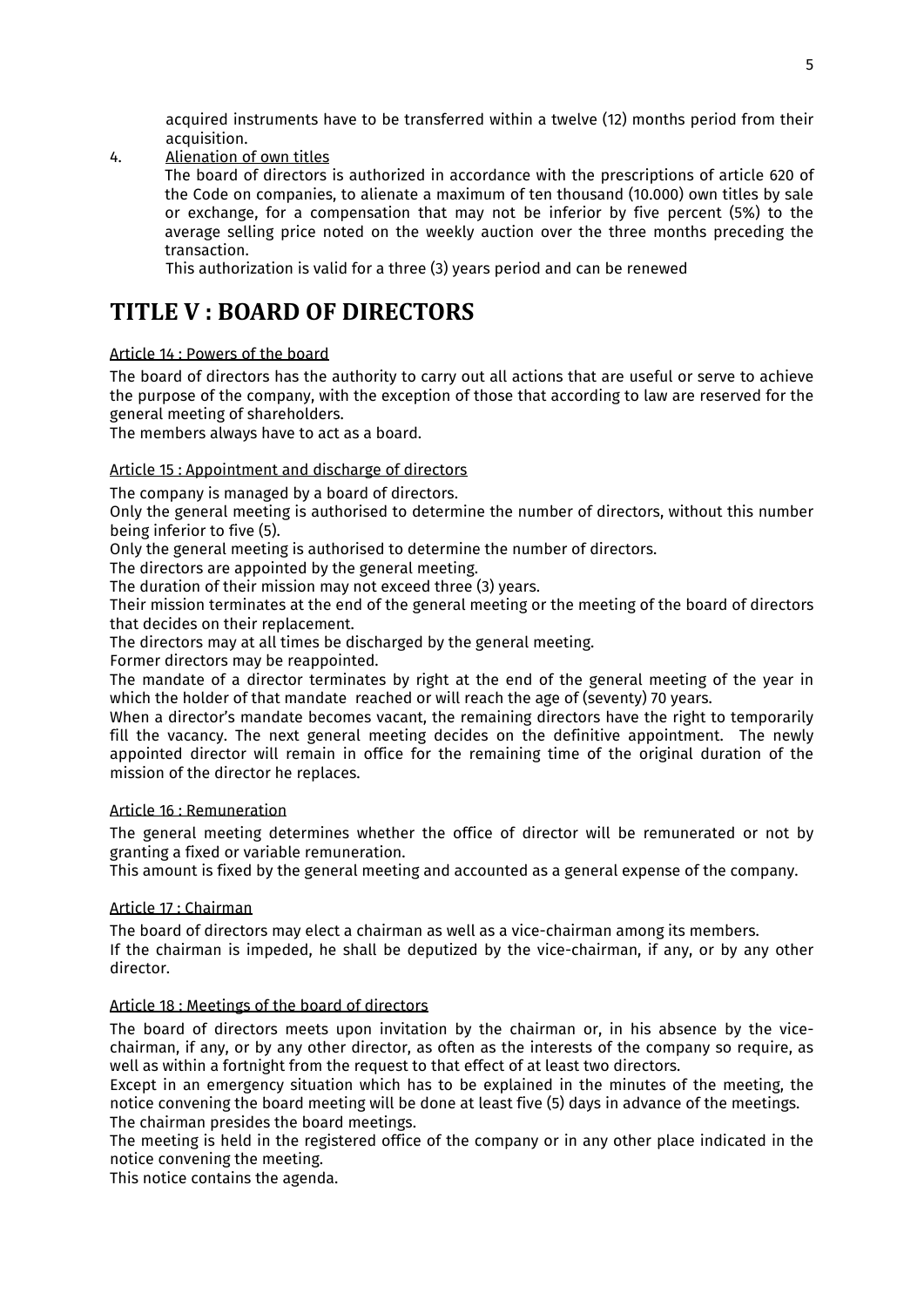acquired instruments have to be transferred within a twelve (12) months period from their acquisition.

4. Alienation of own titles

   The board of directors is authorized in accordance with the prescriptions of article 620 of the Code on companies, to alienate a maximum of ten thousand (10.000) own titles by sale or exchange, for a compensation that may not be inferior by five percent (5%) to the average selling price noted on the weekly auction over the three months preceding the transaction.

   This authorization is valid for a three (3) years period and can be renewed

# TITLE V : BOARD OF DIRECTORS

Article 14 : Powers of the board

The board of directors has the authority to carry out all actions that are useful or serve to achieve the purpose of the company, with the exception of those that according to law are reserved for the general meeting of shareholders.
The members always have to act as a board.

Article 15 : Appointment and discharge of directors

The company is managed by a board of directors.
Only the general meeting is authorised to determine the number of directors, without this number being inferior to five (5).
Only the general meeting is authorised to determine the number of directors.
The directors are appointed by the general meeting.
The duration of their mission may not exceed three (3) years.
Their mission terminates at the end of the general meeting or the meeting of the board of directors that decides on their replacement.
The directors may at all times be discharged by the general meeting.
Former directors may be reappointed.
The mandate of a director terminates by right at the end of the general meeting of the year in which the holder of that mandate reached or will reach the age of (seventy) 70 years.
When a director's mandate becomes vacant, the remaining directors have the right to temporarily fill the vacancy. The next general meeting decides on the definitive appointment. The newly appointed director will remain in office for the remaining time of the original duration of the mission of the director he replaces.

Article 16 : Remuneration

The general meeting determines whether the office of director will be remunerated or not by granting a fixed or variable remuneration.
This amount is fixed by the general meeting and accounted as a general expense of the company.

Article 17 : Chairman

The board of directors may elect a chairman as well as a vice-chairman among its members.
If the chairman is impeded, he shall be deputized by the vice-chairman, if any, or by any other director.

Article 18 : Meetings of the board of directors

The board of directors meets upon invitation by the chairman or, in his absence by the vice-chairman, if any, or by any other director, as often as the interests of the company so require, as well as within a fortnight from the request to that effect of at least two directors.
Except in an emergency situation which has to be explained in the minutes of the meeting, the notice convening the board meeting will be done at least five (5) days in advance of the meetings.
The chairman presides the board meetings.
The meeting is held in the registered office of the company or in any other place indicated in the notice convening the meeting.
This notice contains the agenda.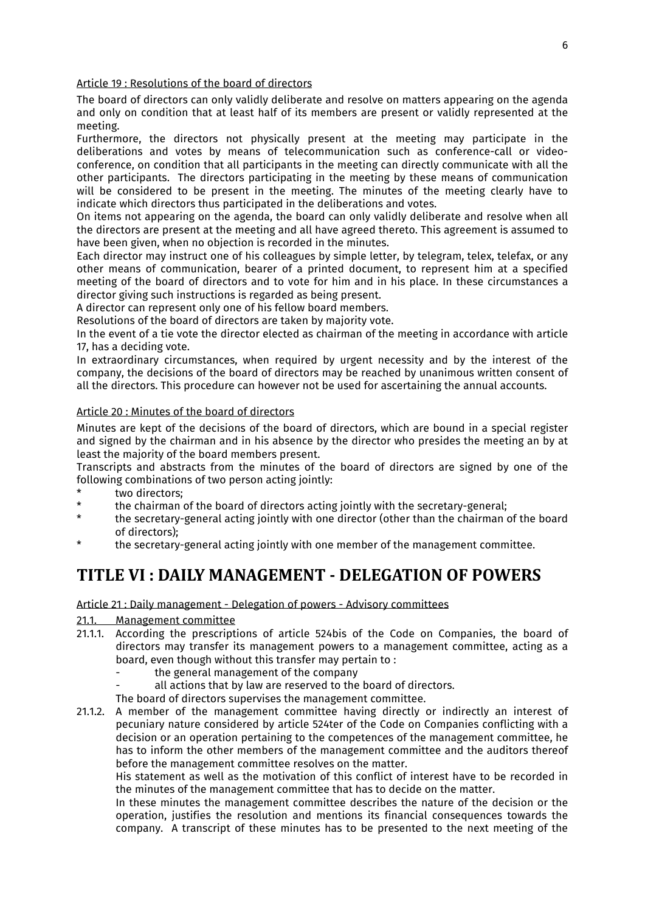Article 19 : Resolutions of the board of directors

The board of directors can only validly deliberate and resolve on matters appearing on the agenda and only on condition that at least half of its members are present or validly represented at the meeting.

Furthermore, the directors not physically present at the meeting may participate in the deliberations and votes by means of telecommunication such as conference-call or video-conference, on condition that all participants in the meeting can directly communicate with all the other participants. The directors participating in the meeting by these means of communication will be considered to be present in the meeting. The minutes of the meeting clearly have to indicate which directors thus participated in the deliberations and votes.

On items not appearing on the agenda, the board can only validly deliberate and resolve when all the directors are present at the meeting and all have agreed thereto. This agreement is assumed to have been given, when no objection is recorded in the minutes.

Each director may instruct one of his colleagues by simple letter, by telegram, telex, telefax, or any other means of communication, bearer of a printed document, to represent him at a specified meeting of the board of directors and to vote for him and in his place. In these circumstances a director giving such instructions is regarded as being present.

A director can represent only one of his fellow board members.

Resolutions of the board of directors are taken by majority vote.

In the event of a tie vote the director elected as chairman of the meeting in accordance with article 17, has a deciding vote.

In extraordinary circumstances, when required by urgent necessity and by the interest of the company, the decisions of the board of directors may be reached by unanimous written consent of all the directors. This procedure can however not be used for ascertaining the annual accounts.

Article 20 : Minutes of the board of directors

Minutes are kept of the decisions of the board of directors, which are bound in a special register and signed by the chairman and in his absence by the director who presides the meeting an by at least the majority of the board members present.

Transcripts and abstracts from the minutes of the board of directors are signed by one of the following combinations of two person acting jointly:

* two directors;
* the chairman of the board of directors acting jointly with the secretary-general;
* the secretary-general acting jointly with one director (other than the chairman of the board of directors);
* the secretary-general acting jointly with one member of the management committee.

# TITLE VI : DAILY MANAGEMENT - DELEGATION OF POWERS

Article 21 : Daily management - Delegation of powers - Advisory committees

21.1. Management committee

21.1.1. According the prescriptions of article 524bis of the Code on Companies, the board of directors may transfer its management powers to a management committee, acting as a board, even though without this transfer may pertain to :

- the general management of the company
- all actions that by law are reserved to the board of directors.

The board of directors supervises the management committee.

21.1.2. A member of the management committee having directly or indirectly an interest of pecuniary nature considered by article 524ter of the Code on Companies conflicting with a decision or an operation pertaining to the competences of the management committee, he has to inform the other members of the management committee and the auditors thereof before the management committee resolves on the matter.

His statement as well as the motivation of this conflict of interest have to be recorded in the minutes of the management committee that has to decide on the matter.

In these minutes the management committee describes the nature of the decision or the operation, justifies the resolution and mentions its financial consequences towards the company. A transcript of these minutes has to be presented to the next meeting of the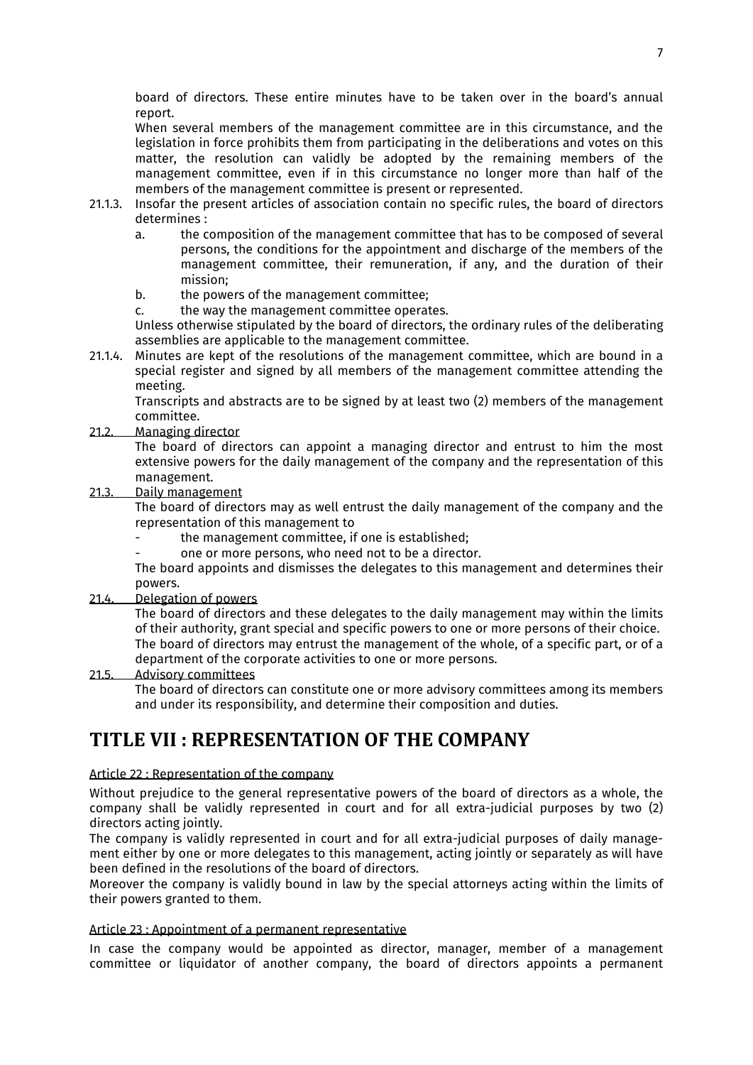board of directors. These entire minutes have to be taken over in the board's annual report.

When several members of the management committee are in this circumstance, and the legislation in force prohibits them from participating in the deliberations and votes on this matter, the resolution can validly be adopted by the remaining members of the management committee, even if in this circumstance no longer more than half of the members of the management committee is present or represented.

21.1.3. Insofar the present articles of association contain no specific rules, the board of directors determines :

a. the composition of the management committee that has to be composed of several persons, the conditions for the appointment and discharge of the members of the management committee, their remuneration, if any, and the duration of their mission;

b. the powers of the management committee;

c. the way the management committee operates.

Unless otherwise stipulated by the board of directors, the ordinary rules of the deliberating assemblies are applicable to the management committee.

21.1.4. Minutes are kept of the resolutions of the management committee, which are bound in a special register and signed by all members of the management committee attending the meeting.

Transcripts and abstracts are to be signed by at least two (2) members of the management committee.

<u>21.2. Managing director</u>

The board of directors can appoint a managing director and entrust to him the most extensive powers for the daily management of the company and the representation of this management.

<u>21.3. Daily management</u>

The board of directors may as well entrust the daily management of the company and the representation of this management to

- the management committee, if one is established;
- one or more persons, who need not to be a director.

The board appoints and dismisses the delegates to this management and determines their powers.

<u>21.4. Delegation of powers</u>

The board of directors and these delegates to the daily management may within the limits of their authority, grant special and specific powers to one or more persons of their choice. The board of directors may entrust the management of the whole, of a specific part, or of a department of the corporate activities to one or more persons.

<u>21.5. Advisory committees</u>

The board of directors can constitute one or more advisory committees among its members and under its responsibility, and determine their composition and duties.

# TITLE VII : REPRESENTATION OF THE COMPANY

<u>Article 22 : Representation of the company</u>

Without prejudice to the general representative powers of the board of directors as a whole, the company shall be validly represented in court and for all extra-judicial purposes by two (2) directors acting jointly.

The company is validly represented in court and for all extra-judicial purposes of daily management either by one or more delegates to this management, acting jointly or separately as will have been defined in the resolutions of the board of directors.

Moreover the company is validly bound in law by the special attorneys acting within the limits of their powers granted to them.

<u>Article 23 : Appointment of a permanent representative</u>

In case the company would be appointed as director, manager, member of a management committee or liquidator of another company, the board of directors appoints a permanent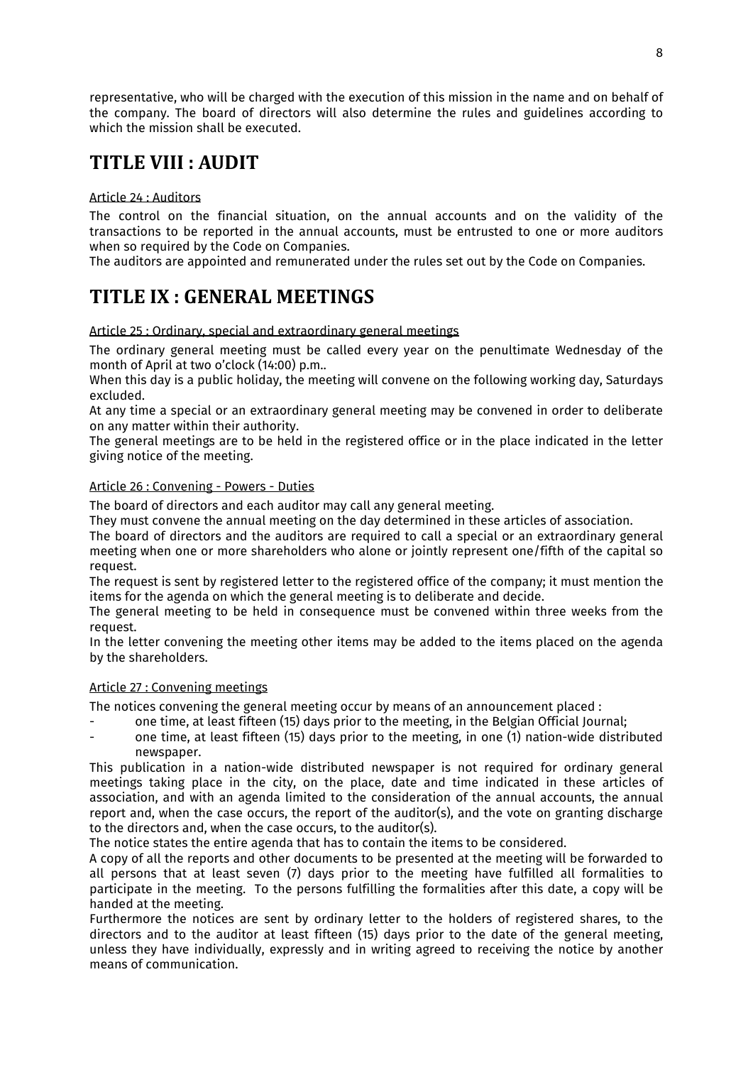representative, who will be charged with the execution of this mission in the name and on behalf of the company. The board of directors will also determine the rules and guidelines according to which the mission shall be executed.

# TITLE VIII : AUDIT

Article 24 : Auditors

The control on the financial situation, on the annual accounts and on the validity of the transactions to be reported in the annual accounts, must be entrusted to one or more auditors when so required by the Code on Companies.

The auditors are appointed and remunerated under the rules set out by the Code on Companies.

# TITLE IX : GENERAL MEETINGS

Article 25 : Ordinary, special and extraordinary general meetings

The ordinary general meeting must be called every year on the penultimate Wednesday of the month of April at two o'clock (14:00) p.m..

When this day is a public holiday, the meeting will convene on the following working day, Saturdays excluded.

At any time a special or an extraordinary general meeting may be convened in order to deliberate on any matter within their authority.

The general meetings are to be held in the registered office or in the place indicated in the letter giving notice of the meeting.

Article 26 : Convening - Powers - Duties

The board of directors and each auditor may call any general meeting.

They must convene the annual meeting on the day determined in these articles of association.

The board of directors and the auditors are required to call a special or an extraordinary general meeting when one or more shareholders who alone or jointly represent one/fifth of the capital so request.

The request is sent by registered letter to the registered office of the company; it must mention the items for the agenda on which the general meeting is to deliberate and decide.

The general meeting to be held in consequence must be convened within three weeks from the request.

In the letter convening the meeting other items may be added to the items placed on the agenda by the shareholders.

Article 27 : Convening meetings

The notices convening the general meeting occur by means of an announcement placed :

- one time, at least fifteen (15) days prior to the meeting, in the Belgian Official Journal;
- one time, at least fifteen (15) days prior to the meeting, in one (1) nation-wide distributed newspaper.

This publication in a nation-wide distributed newspaper is not required for ordinary general meetings taking place in the city, on the place, date and time indicated in these articles of association, and with an agenda limited to the consideration of the annual accounts, the annual report and, when the case occurs, the report of the auditor(s), and the vote on granting discharge to the directors and, when the case occurs, to the auditor(s).

The notice states the entire agenda that has to contain the items to be considered.

A copy of all the reports and other documents to be presented at the meeting will be forwarded to all persons that at least seven (7) days prior to the meeting have fulfilled all formalities to participate in the meeting. To the persons fulfilling the formalities after this date, a copy will be handed at the meeting.

Furthermore the notices are sent by ordinary letter to the holders of registered shares, to the directors and to the auditor at least fifteen (15) days prior to the date of the general meeting, unless they have individually, expressly and in writing agreed to receiving the notice by another means of communication.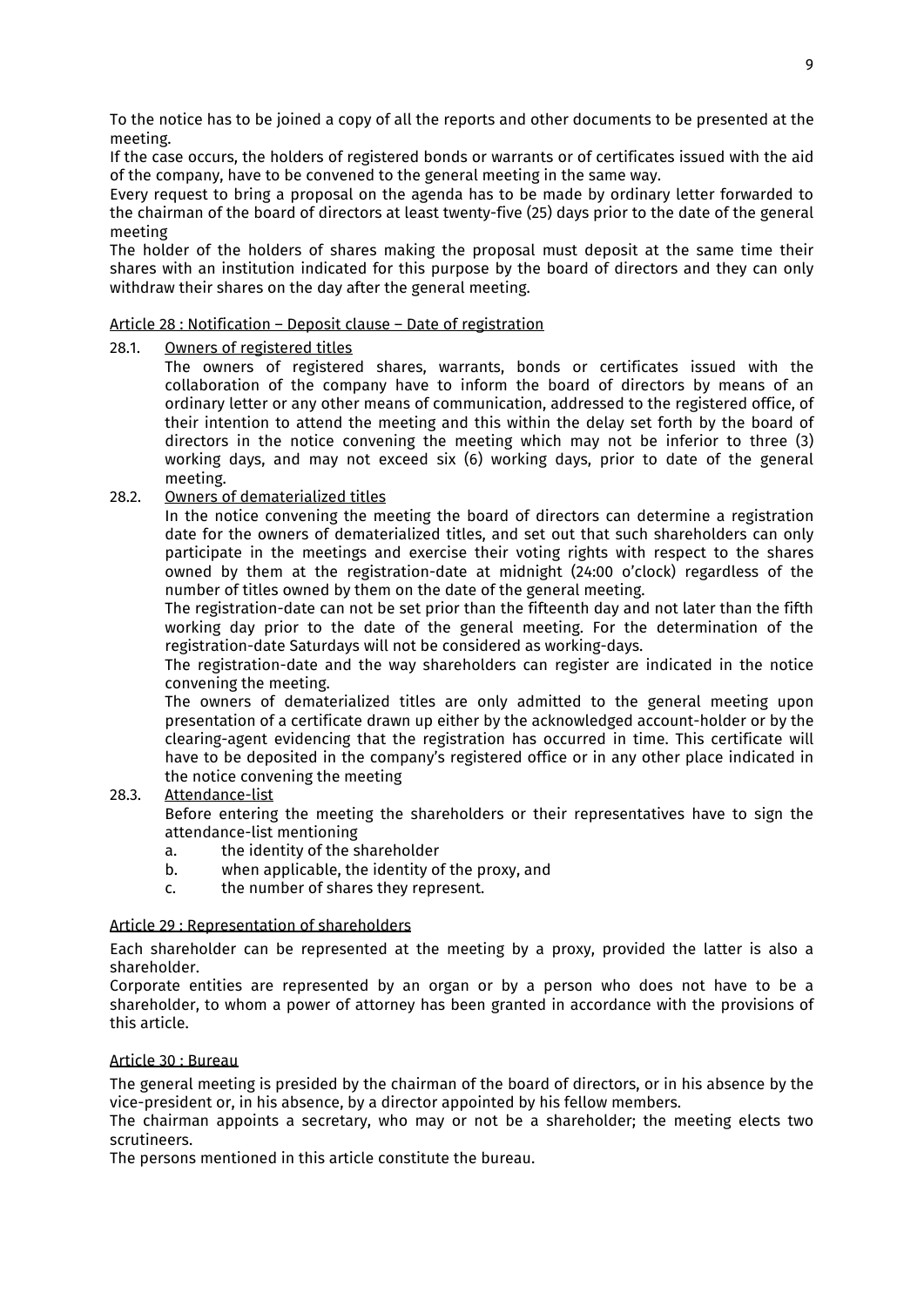To the notice has to be joined a copy of all the reports and other documents to be presented at the meeting.

If the case occurs, the holders of registered bonds or warrants or of certificates issued with the aid of the company, have to be convened to the general meeting in the same way.

Every request to bring a proposal on the agenda has to be made by ordinary letter forwarded to the chairman of the board of directors at least twenty-five (25) days prior to the date of the general meeting

The holder of the holders of shares making the proposal must deposit at the same time their shares with an institution indicated for this purpose by the board of directors and they can only withdraw their shares on the day after the general meeting.

<u>Article 28 : Notification – Deposit clause – Date of registration</u>

28.1. <u>Owners of registered titles</u>

The owners of registered shares, warrants, bonds or certificates issued with the collaboration of the company have to inform the board of directors by means of an ordinary letter or any other means of communication, addressed to the registered office, of their intention to attend the meeting and this within the delay set forth by the board of directors in the notice convening the meeting which may not be inferior to three (3) working days, and may not exceed six (6) working days, prior to date of the general meeting.

28.2. <u>Owners of dematerialized titles</u>

In the notice convening the meeting the board of directors can determine a registration date for the owners of dematerialized titles, and set out that such shareholders can only participate in the meetings and exercise their voting rights with respect to the shares owned by them at the registration-date at midnight (24:00 o'clock) regardless of the number of titles owned by them on the date of the general meeting.

The registration-date can not be set prior than the fifteenth day and not later than the fifth working day prior to the date of the general meeting. For the determination of the registration-date Saturdays will not be considered as working-days.

The registration-date and the way shareholders can register are indicated in the notice convening the meeting.

The owners of dematerialized titles are only admitted to the general meeting upon presentation of a certificate drawn up either by the acknowledged account-holder or by the clearing-agent evidencing that the registration has occurred in time. This certificate will have to be deposited in the company's registered office or in any other place indicated in the notice convening the meeting

28.3. <u>Attendance-list</u>

Before entering the meeting the shareholders or their representatives have to sign the attendance-list mentioning

a. the identity of the shareholder
b. when applicable, the identity of the proxy, and
c. the number of shares they represent.

<u>Article 29 : Representation of shareholders</u>

Each shareholder can be represented at the meeting by a proxy, provided the latter is also a shareholder.

Corporate entities are represented by an organ or by a person who does not have to be a shareholder, to whom a power of attorney has been granted in accordance with the provisions of this article.

<u>Article 30 : Bureau</u>

The general meeting is presided by the chairman of the board of directors, or in his absence by the vice-president or, in his absence, by a director appointed by his fellow members.

The chairman appoints a secretary, who may or not be a shareholder; the meeting elects two scrutineers.

The persons mentioned in this article constitute the bureau.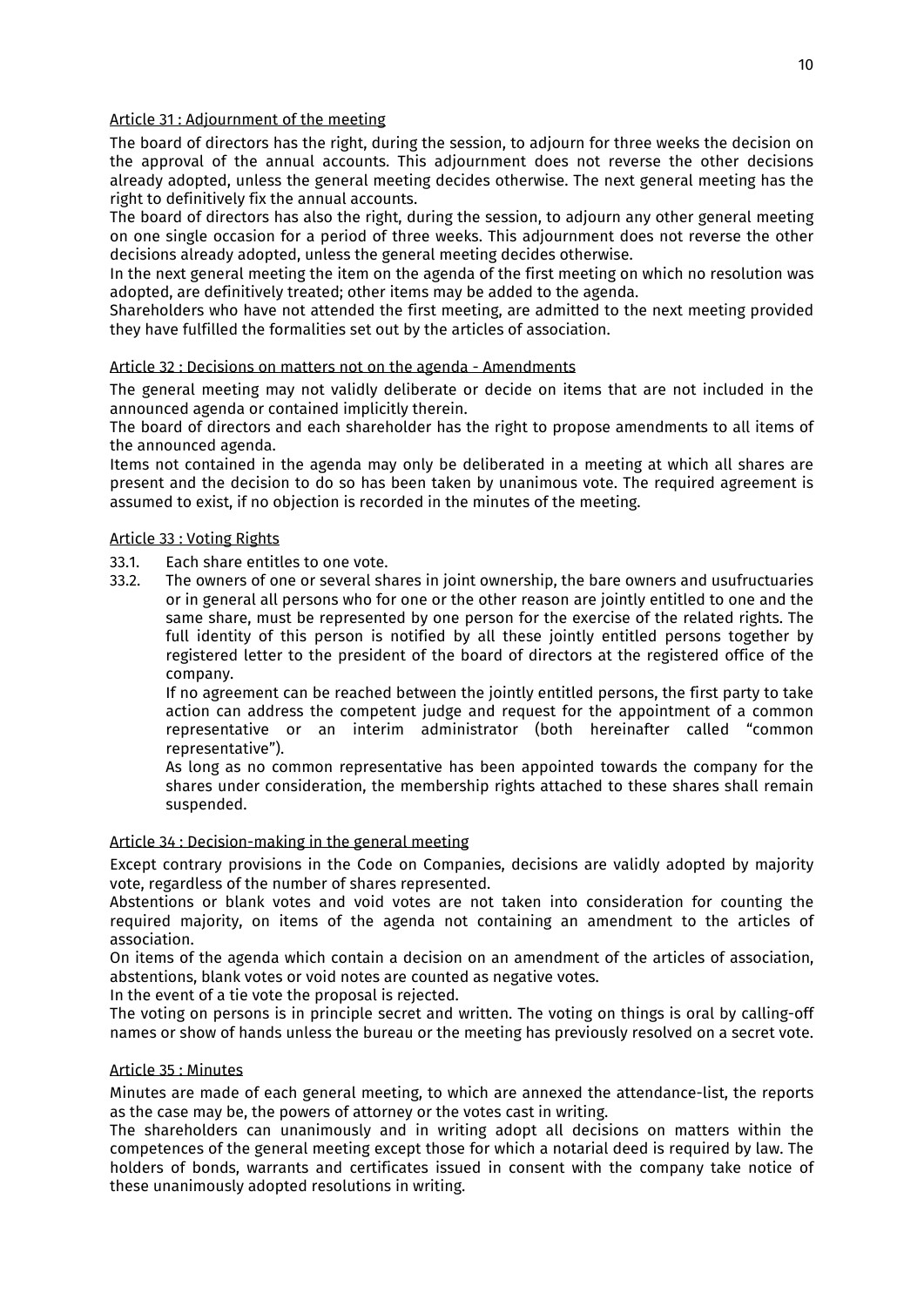Article 31 : Adjournment of the meeting

The board of directors has the right, during the session, to adjourn for three weeks the decision on the approval of the annual accounts. This adjournment does not reverse the other decisions already adopted, unless the general meeting decides otherwise. The next general meeting has the right to definitively fix the annual accounts.
The board of directors has also the right, during the session, to adjourn any other general meeting on one single occasion for a period of three weeks. This adjournment does not reverse the other decisions already adopted, unless the general meeting decides otherwise.
In the next general meeting the item on the agenda of the first meeting on which no resolution was adopted, are definitively treated; other items may be added to the agenda.
Shareholders who have not attended the first meeting, are admitted to the next meeting provided they have fulfilled the formalities set out by the articles of association.

Article 32 : Decisions on matters not on the agenda - Amendments

The general meeting may not validly deliberate or decide on items that are not included in the announced agenda or contained implicitly therein.
The board of directors and each shareholder has the right to propose amendments to all items of the announced agenda.
Items not contained in the agenda may only be deliberated in a meeting at which all shares are present and the decision to do so has been taken by unanimous vote. The required agreement is assumed to exist, if no objection is recorded in the minutes of the meeting.

Article 33 : Voting Rights

33.1. Each share entitles to one vote.

33.2. The owners of one or several shares in joint ownership, the bare owners and usufructuaries or in general all persons who for one or the other reason are jointly entitled to one and the same share, must be represented by one person for the exercise of the related rights. The full identity of this person is notified by all these jointly entitled persons together by registered letter to the president of the board of directors at the registered office of the company.
If no agreement can be reached between the jointly entitled persons, the first party to take action can address the competent judge and request for the appointment of a common representative or an interim administrator (both hereinafter called "common representative").
As long as no common representative has been appointed towards the company for the shares under consideration, the membership rights attached to these shares shall remain suspended.

Article 34 : Decision-making in the general meeting

Except contrary provisions in the Code on Companies, decisions are validly adopted by majority vote, regardless of the number of shares represented.
Abstentions or blank votes and void votes are not taken into consideration for counting the required majority, on items of the agenda not containing an amendment to the articles of association.
On items of the agenda which contain a decision on an amendment of the articles of association, abstentions, blank votes or void notes are counted as negative votes.
In the event of a tie vote the proposal is rejected.
The voting on persons is in principle secret and written. The voting on things is oral by calling-off names or show of hands unless the bureau or the meeting has previously resolved on a secret vote.

Article 35 : Minutes

Minutes are made of each general meeting, to which are annexed the attendance-list, the reports as the case may be, the powers of attorney or the votes cast in writing.
The shareholders can unanimously and in writing adopt all decisions on matters within the competences of the general meeting except those for which a notarial deed is required by law. The holders of bonds, warrants and certificates issued in consent with the company take notice of these unanimously adopted resolutions in writing.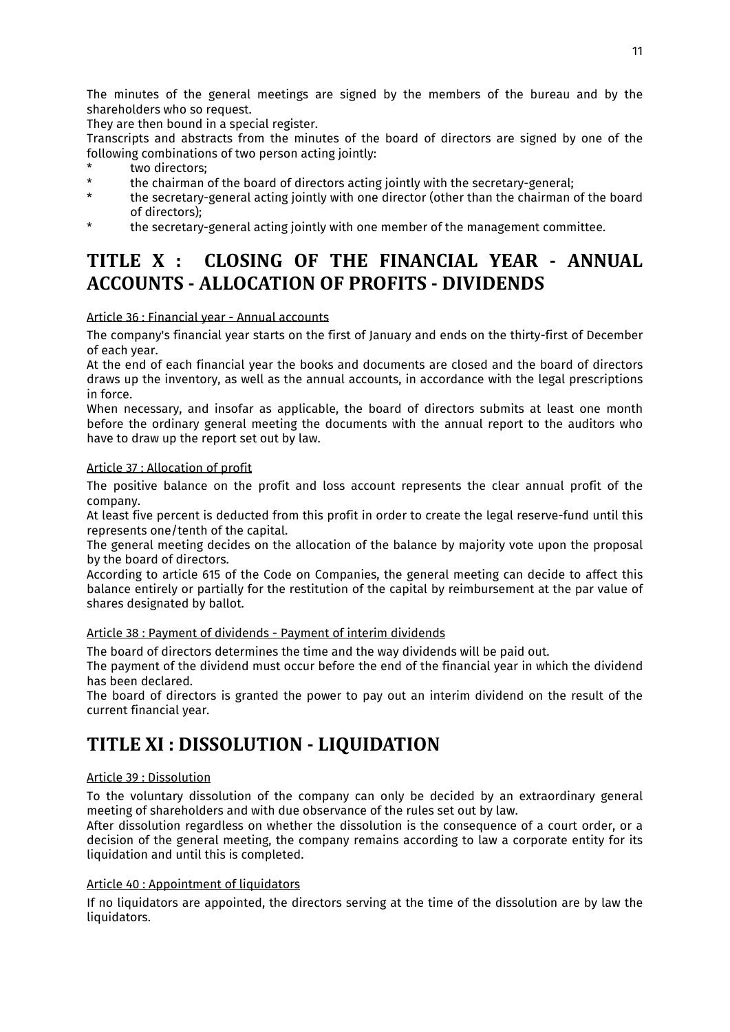The minutes of the general meetings are signed by the members of the bureau and by the shareholders who so request.
They are then bound in a special register.
Transcripts and abstracts from the minutes of the board of directors are signed by one of the following combinations of two person acting jointly:

* two directors;
* the chairman of the board of directors acting jointly with the secretary-general;
* the secretary-general acting jointly with one director (other than the chairman of the board of directors);
* the secretary-general acting jointly with one member of the management committee.

# TITLE X : CLOSING OF THE FINANCIAL YEAR - ANNUAL ACCOUNTS - ALLOCATION OF PROFITS - DIVIDENDS

<u>Article 36 : Financial year - Annual accounts</u>

The company's financial year starts on the first of January and ends on the thirty-first of December of each year.
At the end of each financial year the books and documents are closed and the board of directors draws up the inventory, as well as the annual accounts, in accordance with the legal prescriptions in force.
When necessary, and insofar as applicable, the board of directors submits at least one month before the ordinary general meeting the documents with the annual report to the auditors who have to draw up the report set out by law.

<u>Article 37 : Allocation of profit</u>

The positive balance on the profit and loss account represents the clear annual profit of the company.
At least five percent is deducted from this profit in order to create the legal reserve-fund until this represents one/tenth of the capital.
The general meeting decides on the allocation of the balance by majority vote upon the proposal by the board of directors.
According to article 615 of the Code on Companies, the general meeting can decide to affect this balance entirely or partially for the restitution of the capital by reimbursement at the par value of shares designated by ballot.

<u>Article 38 : Payment of dividends - Payment of interim dividends</u>

The board of directors determines the time and the way dividends will be paid out.
The payment of the dividend must occur before the end of the financial year in which the dividend has been declared.
The board of directors is granted the power to pay out an interim dividend on the result of the current financial year.

# TITLE XI : DISSOLUTION - LIQUIDATION

<u>Article 39 : Dissolution</u>

To the voluntary dissolution of the company can only be decided by an extraordinary general meeting of shareholders and with due observance of the rules set out by law.
After dissolution regardless on whether the dissolution is the consequence of a court order, or a decision of the general meeting, the company remains according to law a corporate entity for its liquidation and until this is completed.

<u>Article 40 : Appointment of liquidators</u>

If no liquidators are appointed, the directors serving at the time of the dissolution are by law the liquidators.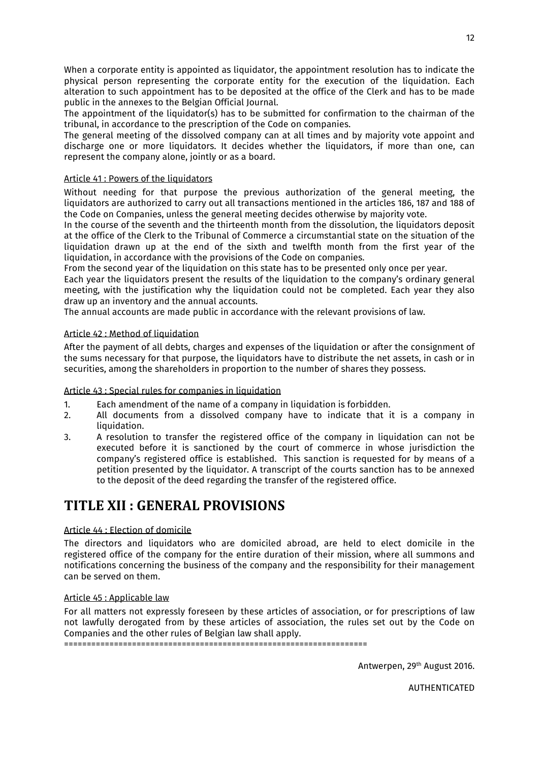When a corporate entity is appointed as liquidator, the appointment resolution has to indicate the physical person representing the corporate entity for the execution of the liquidation. Each alteration to such appointment has to be deposited at the office of the Clerk and has to be made public in the annexes to the Belgian Official Journal.

The appointment of the liquidator(s) has to be submitted for confirmation to the chairman of the tribunal, in accordance to the prescription of the Code on companies.

The general meeting of the dissolved company can at all times and by majority vote appoint and discharge one or more liquidators. It decides whether the liquidators, if more than one, can represent the company alone, jointly or as a board.

<u>Article 41 : Powers of the liquidators</u>

Without needing for that purpose the previous authorization of the general meeting, the liquidators are authorized to carry out all transactions mentioned in the articles 186, 187 and 188 of the Code on Companies, unless the general meeting decides otherwise by majority vote.

In the course of the seventh and the thirteenth month from the dissolution, the liquidators deposit at the office of the Clerk to the Tribunal of Commerce a circumstantial state on the situation of the liquidation drawn up at the end of the sixth and twelfth month from the first year of the liquidation, in accordance with the provisions of the Code on companies.

From the second year of the liquidation on this state has to be presented only once per year.

Each year the liquidators present the results of the liquidation to the company's ordinary general meeting, with the justification why the liquidation could not be completed. Each year they also draw up an inventory and the annual accounts.

The annual accounts are made public in accordance with the relevant provisions of law.

<u>Article 42 : Method of liquidation</u>

After the payment of all debts, charges and expenses of the liquidation or after the consignment of the sums necessary for that purpose, the liquidators have to distribute the net assets, in cash or in securities, among the shareholders in proportion to the number of shares they possess.

<u>Article 43 : Special rules for companies in liquidation</u>

1. Each amendment of the name of a company in liquidation is forbidden.
2. All documents from a dissolved company have to indicate that it is a company in liquidation.
3. A resolution to transfer the registered office of the company in liquidation can not be executed before it is sanctioned by the court of commerce in whose jurisdiction the company's registered office is established. This sanction is requested for by means of a petition presented by the liquidator. A transcript of the courts sanction has to be annexed to the deposit of the deed regarding the transfer of the registered office.

# TITLE XII : GENERAL PROVISIONS

<u>Article 44 : Election of domicile</u>

The directors and liquidators who are domiciled abroad, are held to elect domicile in the registered office of the company for the entire duration of their mission, where all summons and notifications concerning the business of the company and the responsibility for their management can be served on them.

<u>Article 45 : Applicable law</u>

For all matters not expressly foreseen by these articles of association, or for prescriptions of law not lawfully derogated from by these articles of association, the rules set out by the Code on Companies and the other rules of Belgian law shall apply.

===================================================================

Antwerpen, 29th August 2016.

AUTHENTICATED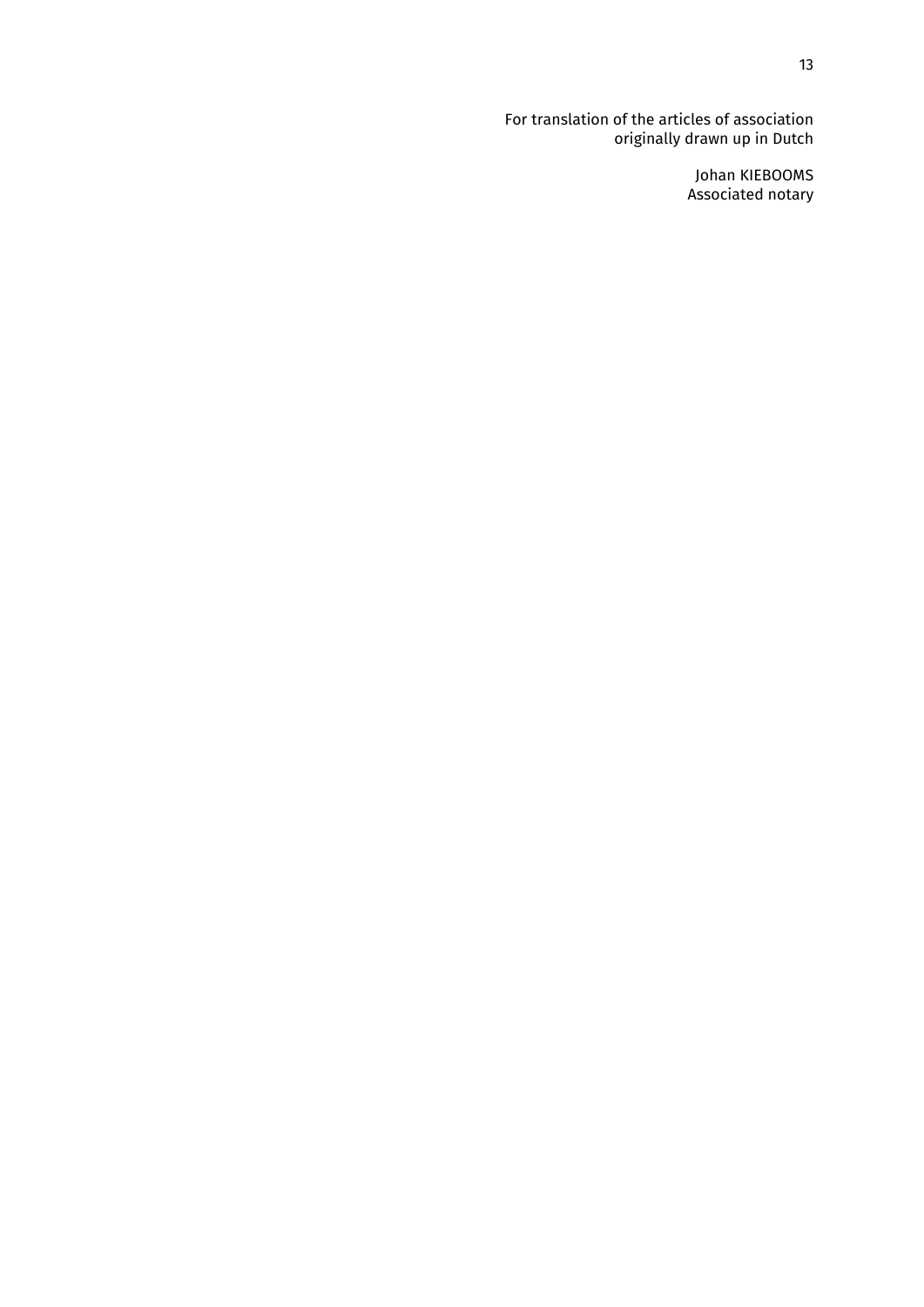For translation of the articles of association
originally drawn up in Dutch

Johan KIEBOOMS
Associated notary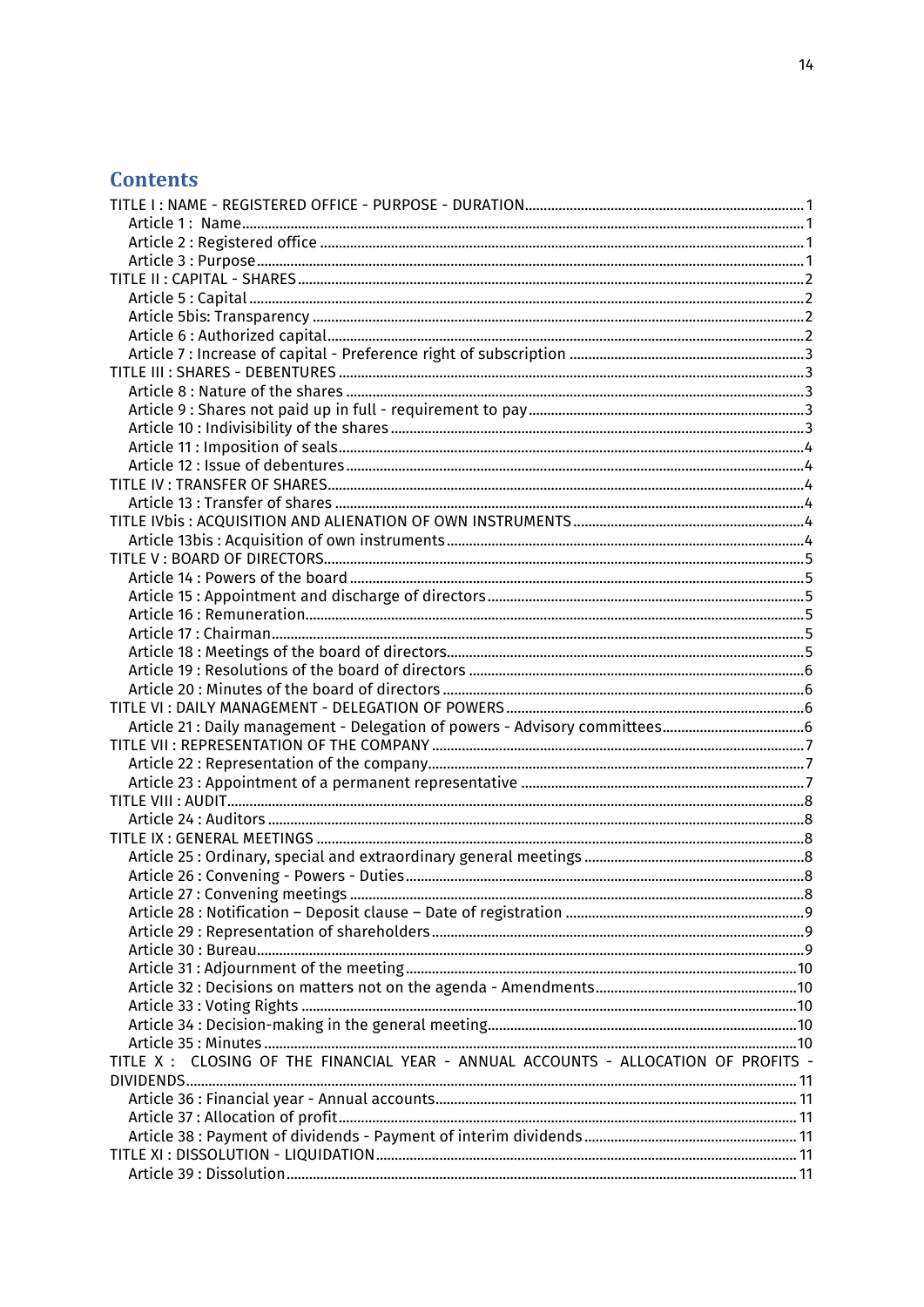## Contents

TITLE I : NAME - REGISTERED OFFICE - PURPOSE - DURATION....1
- Article 1 : Name....1
- Article 2 : Registered office....1
- Article 3 : Purpose....1

TITLE II : CAPITAL - SHARES....2
- Article 5 : Capital....2
- Article 5bis: Transparency....2
- Article 6 : Authorized capital....2
- Article 7 : Increase of capital - Preference right of subscription....3

TITLE III : SHARES - DEBENTURES....3
- Article 8 : Nature of the shares....3
- Article 9 : Shares not paid up in full - requirement to pay....3
- Article 10 : Indivisibility of the shares....3
- Article 11 : Imposition of seals....4
- Article 12 : Issue of debentures....4

TITLE IV : TRANSFER OF SHARES....4
- Article 13 : Transfer of shares....4

TITLE IVbis : ACQUISITION AND ALIENATION OF OWN INSTRUMENTS....4
- Article 13bis : Acquisition of own instruments....4

TITLE V : BOARD OF DIRECTORS....5
- Article 14 : Powers of the board....5
- Article 15 : Appointment and discharge of directors....5
- Article 16 : Remuneration....5
- Article 17 : Chairman....5
- Article 18 : Meetings of the board of directors....5
- Article 19 : Resolutions of the board of directors....6
- Article 20 : Minutes of the board of directors....6

TITLE VI : DAILY MANAGEMENT - DELEGATION OF POWERS....6
- Article 21 : Daily management - Delegation of powers - Advisory committees....6

TITLE VII : REPRESENTATION OF THE COMPANY....7
- Article 22 : Representation of the company....7
- Article 23 : Appointment of a permanent representative....7

TITLE VIII : AUDIT....8
- Article 24 : Auditors....8

TITLE IX : GENERAL MEETINGS....8
- Article 25 : Ordinary, special and extraordinary general meetings....8
- Article 26 : Convening - Powers - Duties....8
- Article 27 : Convening meetings....8
- Article 28 : Notification – Deposit clause – Date of registration....9
- Article 29 : Representation of shareholders....9
- Article 30 : Bureau....9
- Article 31 : Adjournment of the meeting....10
- Article 32 : Decisions on matters not on the agenda - Amendments....10
- Article 33 : Voting Rights....10
- Article 34 : Decision-making in the general meeting....10
- Article 35 : Minutes....10

TITLE X : CLOSING OF THE FINANCIAL YEAR - ANNUAL ACCOUNTS - ALLOCATION OF PROFITS - DIVIDENDS....11
- Article 36 : Financial year - Annual accounts....11
- Article 37 : Allocation of profit....11
- Article 38 : Payment of dividends - Payment of interim dividends....11

TITLE XI : DISSOLUTION - LIQUIDATION....11
- Article 39 : Dissolution....11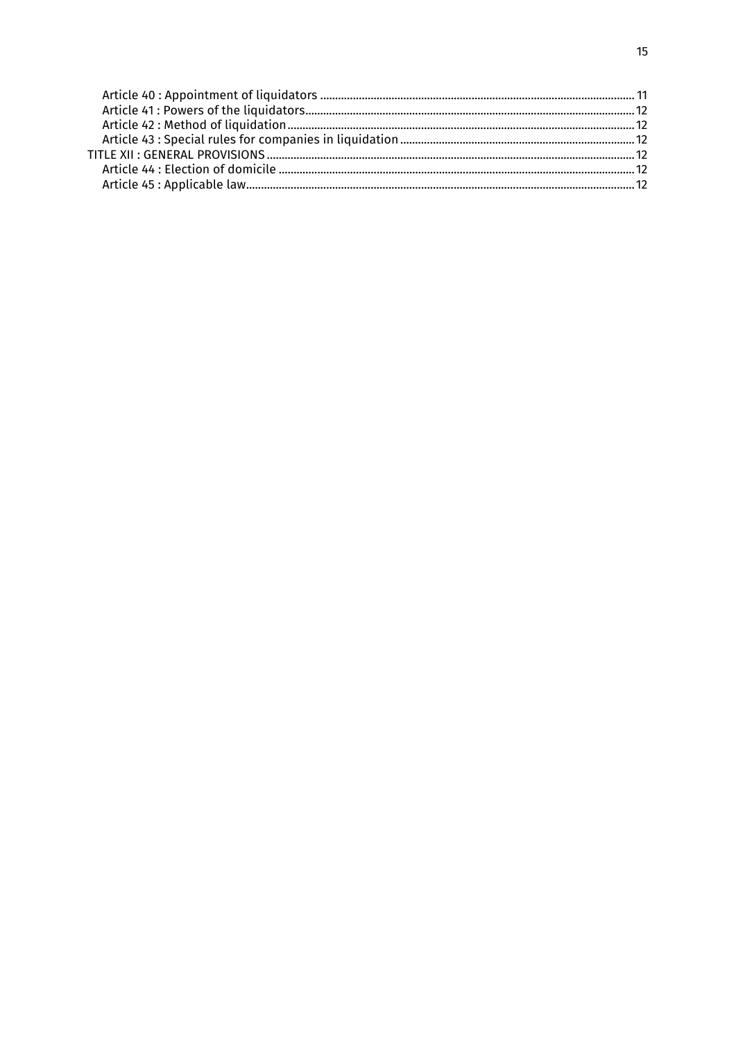Article 40 : Appointment of liquidators ........................................................................................................ 11
Article 41 : Powers of the liquidators............................................................................................................ 12
Article 42 : Method of liquidation .................................................................................................................. 12
Article 43 : Special rules for companies in liquidation .............................................................................. 12
TITLE XII : GENERAL PROVISIONS .......................................................................................................................... 12
Article 44 : Election of domicile ...................................................................................................................... 12
Article 45 : Applicable law................................................................................................................................. 12